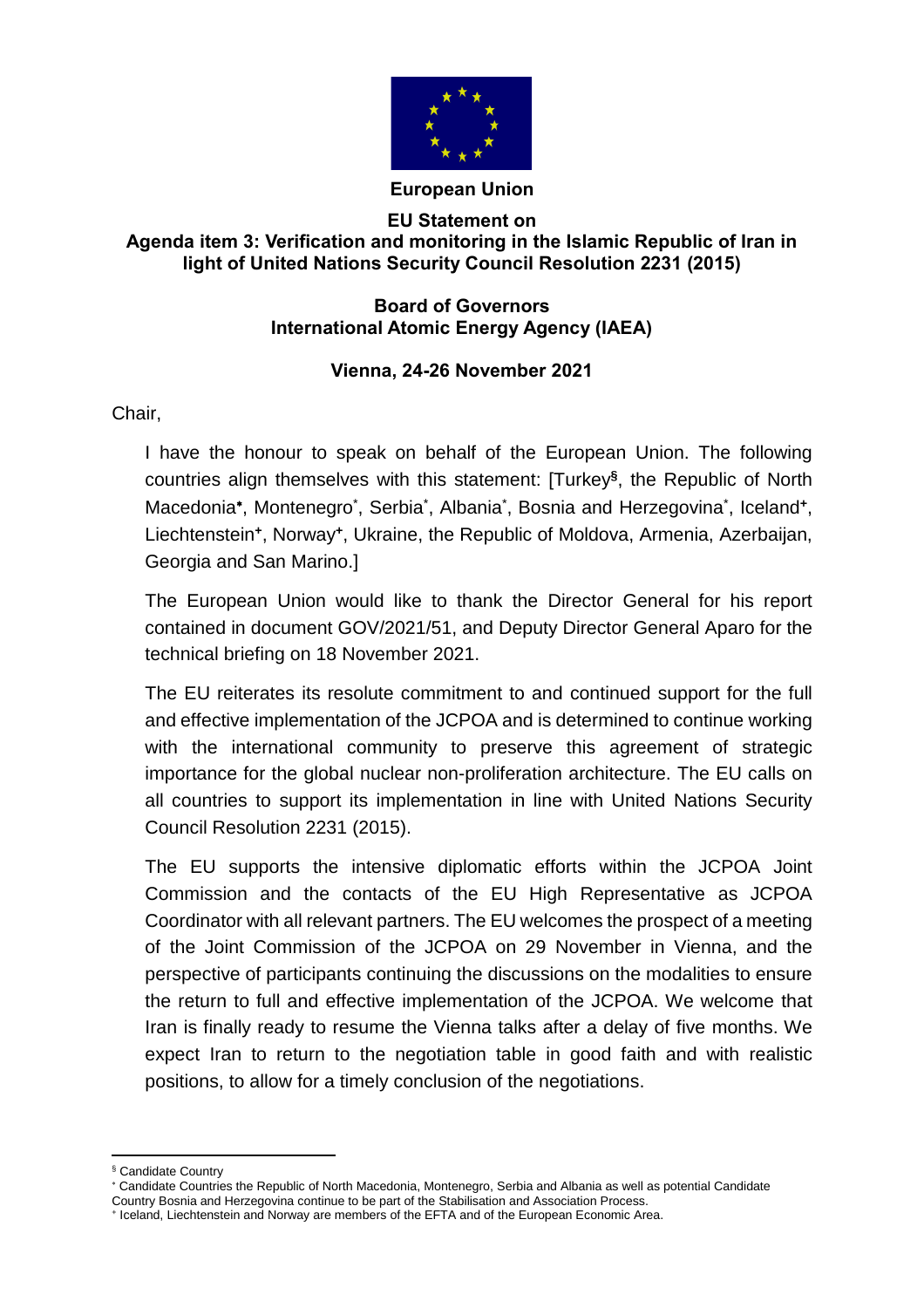**European Union**

**EU Statement on**
**Agenda item 3: Verification and monitoring in the Islamic Republic of Iran in light of United Nations Security Council Resolution 2231 (2015)**

**Board of Governors**
**International Atomic Energy Agency (IAEA)**

**Vienna, 24-26 November 2021**

Chair,

I have the honour to speak on behalf of the European Union. The following countries align themselves with this statement: [Turkey§, the Republic of North Macedonia*, Montenegro*, Serbia*, Albania*, Bosnia and Herzegovina*, Iceland+, Liechtenstein+, Norway+, Ukraine, the Republic of Moldova, Armenia, Azerbaijan, Georgia and San Marino.]

The European Union would like to thank the Director General for his report contained in document GOV/2021/51, and Deputy Director General Aparo for the technical briefing on 18 November 2021.

The EU reiterates its resolute commitment to and continued support for the full and effective implementation of the JCPOA and is determined to continue working with the international community to preserve this agreement of strategic importance for the global nuclear non-proliferation architecture. The EU calls on all countries to support its implementation in line with United Nations Security Council Resolution 2231 (2015).

The EU supports the intensive diplomatic efforts within the JCPOA Joint Commission and the contacts of the EU High Representative as JCPOA Coordinator with all relevant partners. The EU welcomes the prospect of a meeting of the Joint Commission of the JCPOA on 29 November in Vienna, and the perspective of participants continuing the discussions on the modalities to ensure the return to full and effective implementation of the JCPOA. We welcome that Iran is finally ready to resume the Vienna talks after a delay of five months. We expect Iran to return to the negotiation table in good faith and with realistic positions, to allow for a timely conclusion of the negotiations.

---

§ Candidate Country

* Candidate Countries the Republic of North Macedonia, Montenegro, Serbia and Albania as well as potential Candidate Country Bosnia and Herzegovina continue to be part of the Stabilisation and Association Process.

+ Iceland, Liechtenstein and Norway are members of the EFTA and of the European Economic Area.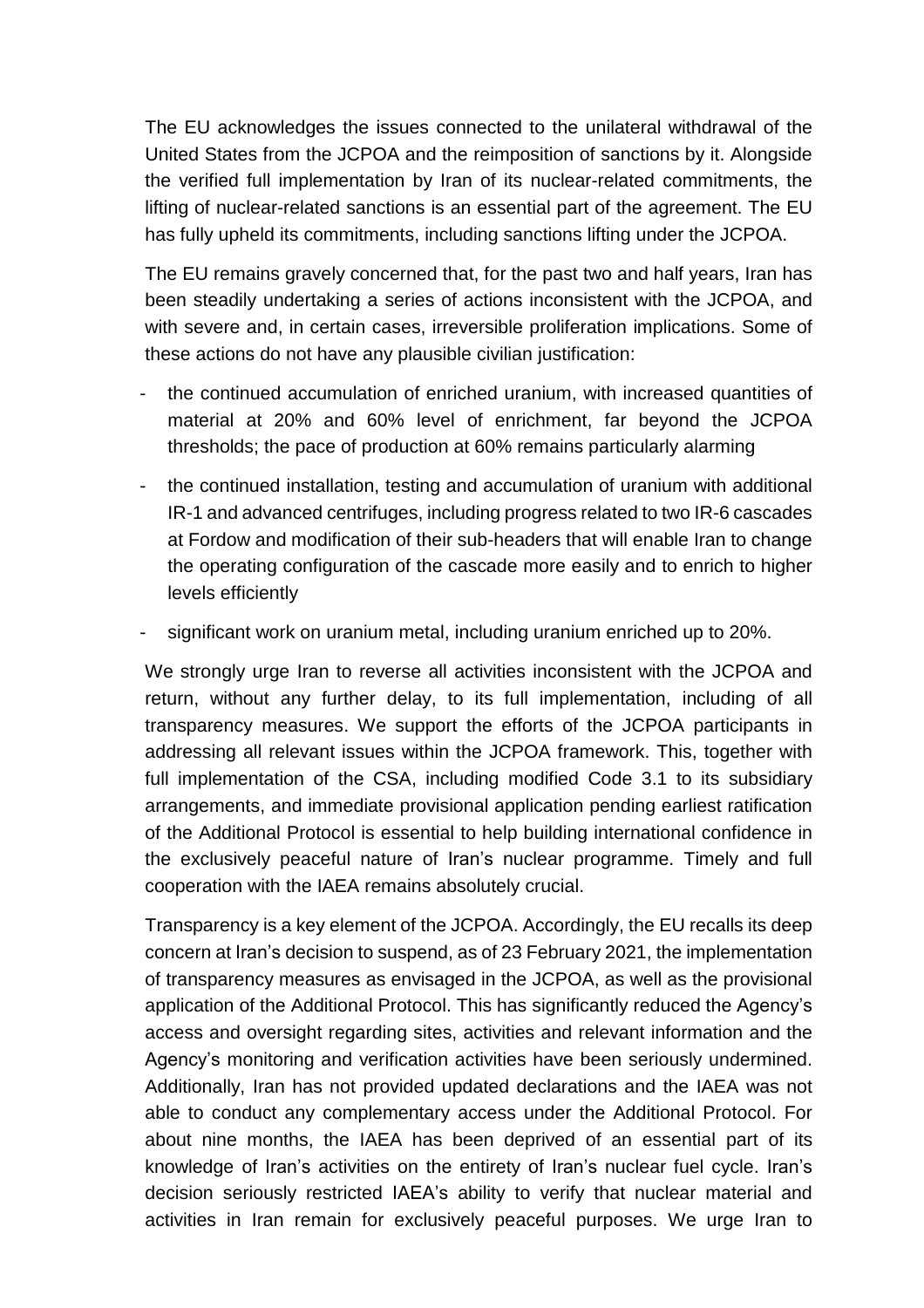The EU acknowledges the issues connected to the unilateral withdrawal of the United States from the JCPOA and the reimposition of sanctions by it. Alongside the verified full implementation by Iran of its nuclear-related commitments, the lifting of nuclear-related sanctions is an essential part of the agreement. The EU has fully upheld its commitments, including sanctions lifting under the JCPOA.

The EU remains gravely concerned that, for the past two and half years, Iran has been steadily undertaking a series of actions inconsistent with the JCPOA, and with severe and, in certain cases, irreversible proliferation implications. Some of these actions do not have any plausible civilian justification:

- the continued accumulation of enriched uranium, with increased quantities of material at 20% and 60% level of enrichment, far beyond the JCPOA thresholds; the pace of production at 60% remains particularly alarming
- the continued installation, testing and accumulation of uranium with additional IR-1 and advanced centrifuges, including progress related to two IR-6 cascades at Fordow and modification of their sub-headers that will enable Iran to change the operating configuration of the cascade more easily and to enrich to higher levels efficiently
- significant work on uranium metal, including uranium enriched up to 20%.

We strongly urge Iran to reverse all activities inconsistent with the JCPOA and return, without any further delay, to its full implementation, including of all transparency measures. We support the efforts of the JCPOA participants in addressing all relevant issues within the JCPOA framework. This, together with full implementation of the CSA, including modified Code 3.1 to its subsidiary arrangements, and immediate provisional application pending earliest ratification of the Additional Protocol is essential to help building international confidence in the exclusively peaceful nature of Iran's nuclear programme. Timely and full cooperation with the IAEA remains absolutely crucial.

Transparency is a key element of the JCPOA. Accordingly, the EU recalls its deep concern at Iran's decision to suspend, as of 23 February 2021, the implementation of transparency measures as envisaged in the JCPOA, as well as the provisional application of the Additional Protocol. This has significantly reduced the Agency's access and oversight regarding sites, activities and relevant information and the Agency's monitoring and verification activities have been seriously undermined. Additionally, Iran has not provided updated declarations and the IAEA was not able to conduct any complementary access under the Additional Protocol. For about nine months, the IAEA has been deprived of an essential part of its knowledge of Iran's activities on the entirety of Iran's nuclear fuel cycle. Iran's decision seriously restricted IAEA's ability to verify that nuclear material and activities in Iran remain for exclusively peaceful purposes. We urge Iran to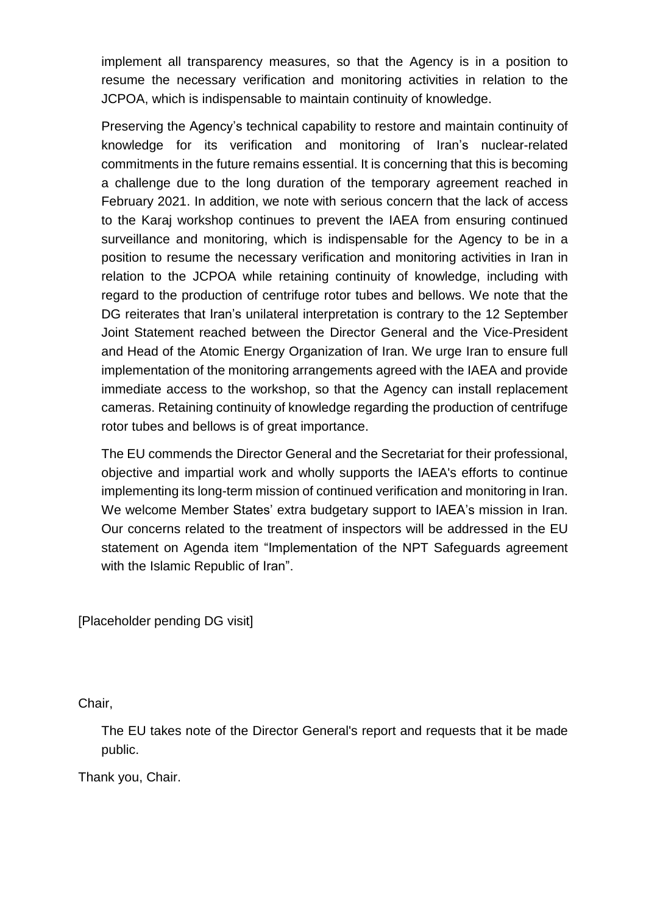implement all transparency measures, so that the Agency is in a position to resume the necessary verification and monitoring activities in relation to the JCPOA, which is indispensable to maintain continuity of knowledge.

Preserving the Agency's technical capability to restore and maintain continuity of knowledge for its verification and monitoring of Iran's nuclear-related commitments in the future remains essential. It is concerning that this is becoming a challenge due to the long duration of the temporary agreement reached in February 2021. In addition, we note with serious concern that the lack of access to the Karaj workshop continues to prevent the IAEA from ensuring continued surveillance and monitoring, which is indispensable for the Agency to be in a position to resume the necessary verification and monitoring activities in Iran in relation to the JCPOA while retaining continuity of knowledge, including with regard to the production of centrifuge rotor tubes and bellows. We note that the DG reiterates that Iran's unilateral interpretation is contrary to the 12 September Joint Statement reached between the Director General and the Vice-President and Head of the Atomic Energy Organization of Iran. We urge Iran to ensure full implementation of the monitoring arrangements agreed with the IAEA and provide immediate access to the workshop, so that the Agency can install replacement cameras. Retaining continuity of knowledge regarding the production of centrifuge rotor tubes and bellows is of great importance.

The EU commends the Director General and the Secretariat for their professional, objective and impartial work and wholly supports the IAEA's efforts to continue implementing its long-term mission of continued verification and monitoring in Iran. We welcome Member States' extra budgetary support to IAEA's mission in Iran. Our concerns related to the treatment of inspectors will be addressed in the EU statement on Agenda item "Implementation of the NPT Safeguards agreement with the Islamic Republic of Iran".

[Placeholder pending DG visit]

Chair,

The EU takes note of the Director General's report and requests that it be made public.

Thank you, Chair.